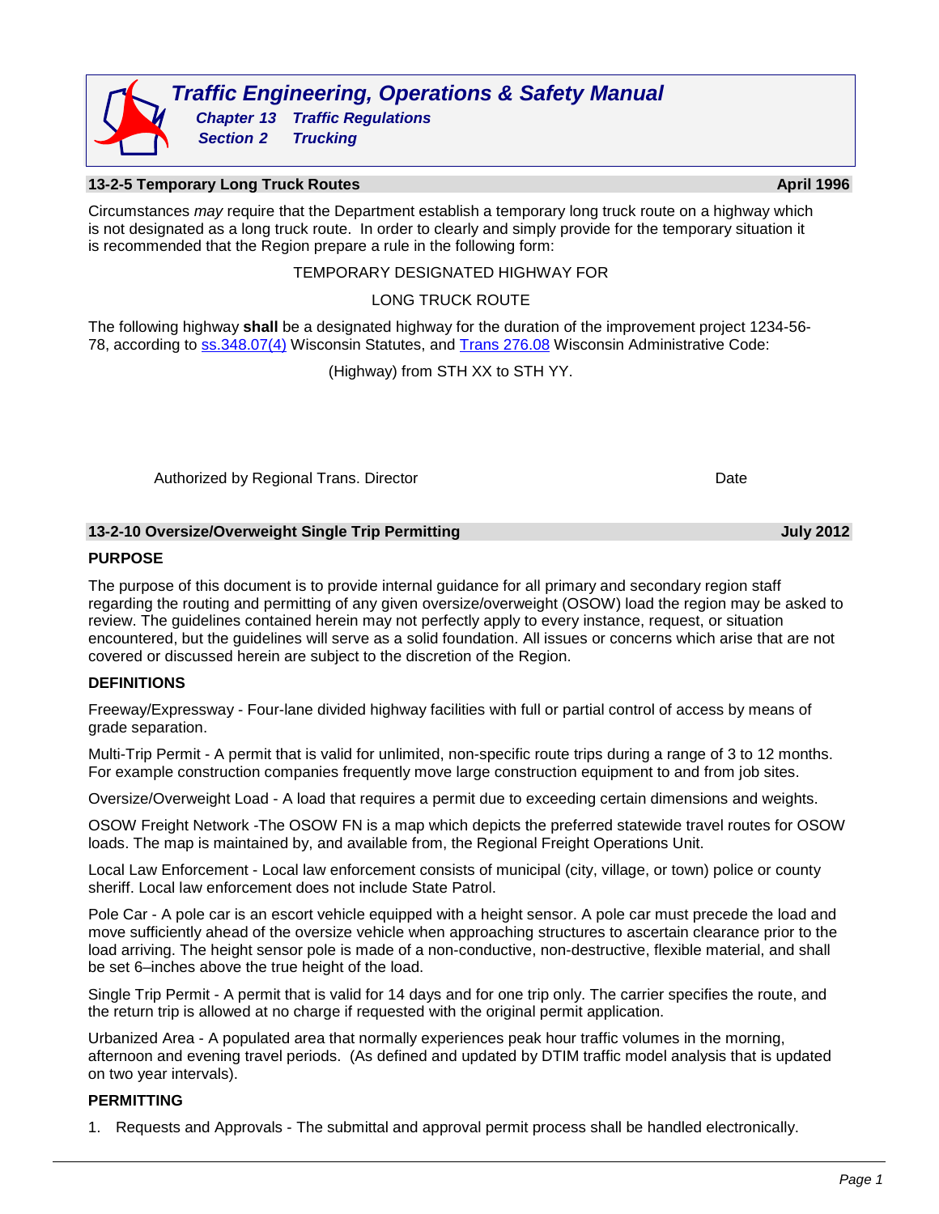# Traffic Engineering, Operations & Safety Manual

## Chapter 13 Traffic Regulations

## Section 2 Trucking

### 13-2-5 Temporary Long Truck Routes — April 1996

Circumstances *may* require that the Department establish a temporary long truck route on a highway which is not designated as a long truck route. In order to clearly and simply provide for the temporary situation it is recommended that the Region prepare a rule in the following form:

TEMPORARY DESIGNATED HIGHWAY FOR

LONG TRUCK ROUTE

The following highway **shall** be a designated highway for the duration of the improvement project 1234-56-78, according to ss.348.07(4) Wisconsin Statutes, and Trans 276.08 Wisconsin Administrative Code:

(Highway) from STH XX to STH YY.

Authorized by Regional Trans. Director &nbsp;&nbsp;&nbsp;&nbsp;&nbsp;&nbsp;&nbsp;&nbsp; Date

### 13-2-10 Oversize/Overweight Single Trip Permitting — July 2012

**PURPOSE**

The purpose of this document is to provide internal guidance for all primary and secondary region staff regarding the routing and permitting of any given oversize/overweight (OSOW) load the region may be asked to review. The guidelines contained herein may not perfectly apply to every instance, request, or situation encountered, but the guidelines will serve as a solid foundation. All issues or concerns which arise that are not covered or discussed herein are subject to the discretion of the Region.

**DEFINITIONS**

Freeway/Expressway - Four-lane divided highway facilities with full or partial control of access by means of grade separation.

Multi-Trip Permit - A permit that is valid for unlimited, non-specific route trips during a range of 3 to 12 months. For example construction companies frequently move large construction equipment to and from job sites.

Oversize/Overweight Load - A load that requires a permit due to exceeding certain dimensions and weights.

OSOW Freight Network -The OSOW FN is a map which depicts the preferred statewide travel routes for OSOW loads. The map is maintained by, and available from, the Regional Freight Operations Unit.

Local Law Enforcement - Local law enforcement consists of municipal (city, village, or town) police or county sheriff. Local law enforcement does not include State Patrol.

Pole Car - A pole car is an escort vehicle equipped with a height sensor. A pole car must precede the load and move sufficiently ahead of the oversize vehicle when approaching structures to ascertain clearance prior to the load arriving. The height sensor pole is made of a non-conductive, non-destructive, flexible material, and shall be set 6–inches above the true height of the load.

Single Trip Permit - A permit that is valid for 14 days and for one trip only. The carrier specifies the route, and the return trip is allowed at no charge if requested with the original permit application.

Urbanized Area - A populated area that normally experiences peak hour traffic volumes in the morning, afternoon and evening travel periods. (As defined and updated by DTIM traffic model analysis that is updated on two year intervals).

**PERMITTING**

1. Requests and Approvals - The submittal and approval permit process shall be handled electronically.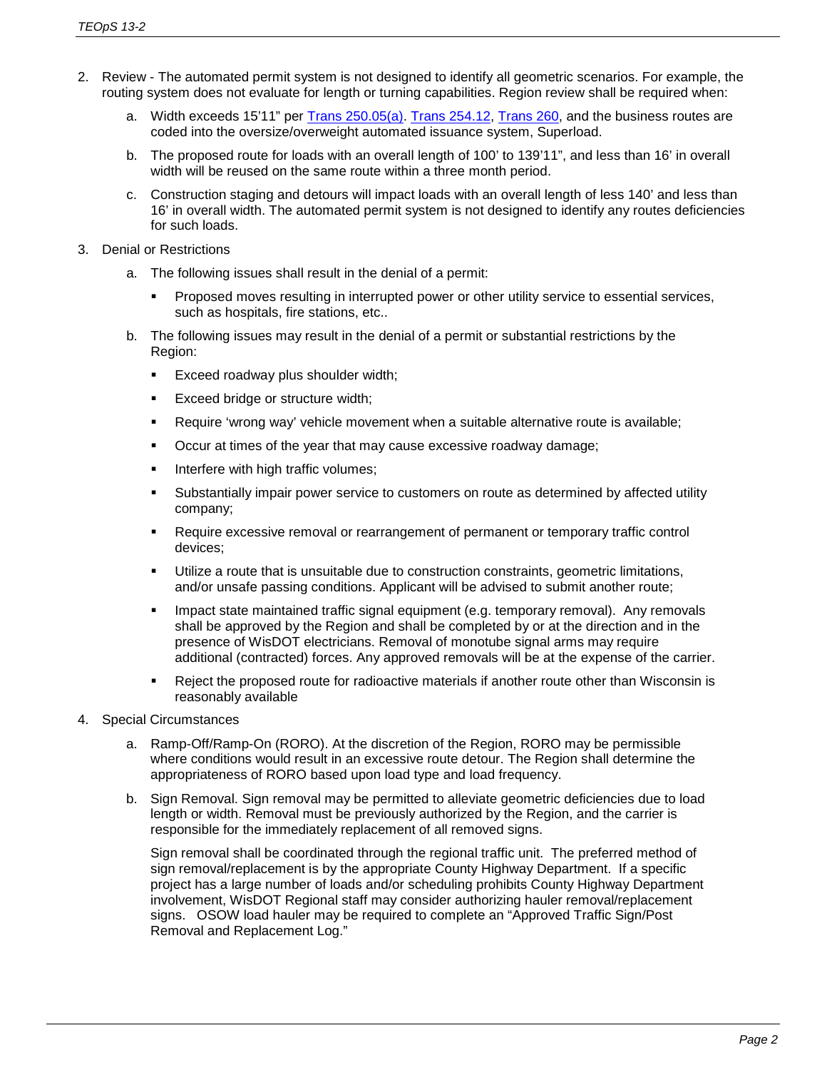2. Review - The automated permit system is not designed to identify all geometric scenarios. For example, the routing system does not evaluate for length or turning capabilities. Region review shall be required when:

   a. Width exceeds 15'11" per Trans 250.05(a). Trans 254.12, Trans 260, and the business routes are coded into the oversize/overweight automated issuance system, Superload.

   b. The proposed route for loads with an overall length of 100' to 139'11", and less than 16' in overall width will be reused on the same route within a three month period.

   c. Construction staging and detours will impact loads with an overall length of less 140' and less than 16' in overall width. The automated permit system is not designed to identify any routes deficiencies for such loads.

3. Denial or Restrictions

   a. The following issues shall result in the denial of a permit:

      - Proposed moves resulting in interrupted power or other utility service to essential services, such as hospitals, fire stations, etc..

   b. The following issues may result in the denial of a permit or substantial restrictions by the Region:

      - Exceed roadway plus shoulder width;
      - Exceed bridge or structure width;
      - Require 'wrong way' vehicle movement when a suitable alternative route is available;
      - Occur at times of the year that may cause excessive roadway damage;
      - Interfere with high traffic volumes;
      - Substantially impair power service to customers on route as determined by affected utility company;
      - Require excessive removal or rearrangement of permanent or temporary traffic control devices;
      - Utilize a route that is unsuitable due to construction constraints, geometric limitations, and/or unsafe passing conditions. Applicant will be advised to submit another route;
      - Impact state maintained traffic signal equipment (e.g. temporary removal). Any removals shall be approved by the Region and shall be completed by or at the direction and in the presence of WisDOT electricians. Removal of monotube signal arms may require additional (contracted) forces. Any approved removals will be at the expense of the carrier.
      - Reject the proposed route for radioactive materials if another route other than Wisconsin is reasonably available

4. Special Circumstances

   a. Ramp-Off/Ramp-On (RORO). At the discretion of the Region, RORO may be permissible where conditions would result in an excessive route detour. The Region shall determine the appropriateness of RORO based upon load type and load frequency.

   b. Sign Removal. Sign removal may be permitted to alleviate geometric deficiencies due to load length or width. Removal must be previously authorized by the Region, and the carrier is responsible for the immediately replacement of all removed signs.

      Sign removal shall be coordinated through the regional traffic unit. The preferred method of sign removal/replacement is by the appropriate County Highway Department. If a specific project has a large number of loads and/or scheduling prohibits County Highway Department involvement, WisDOT Regional staff may consider authorizing hauler removal/replacement signs. OSOW load hauler may be required to complete an "Approved Traffic Sign/Post Removal and Replacement Log."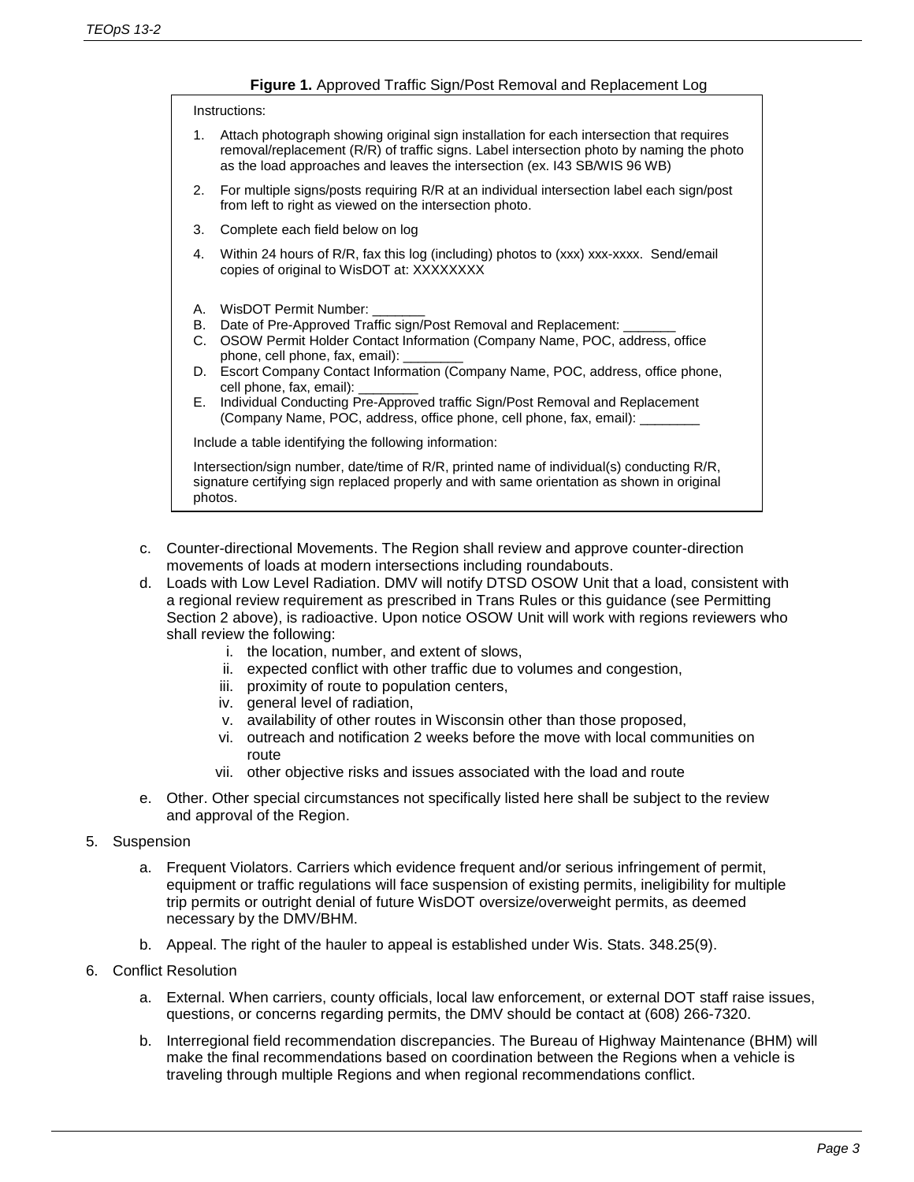**Figure 1.** Approved Traffic Sign/Post Removal and Replacement Log

Instructions:

1. Attach photograph showing original sign installation for each intersection that requires removal/replacement (R/R) of traffic signs. Label intersection photo by naming the photo as the load approaches and leaves the intersection (ex. I43 SB/WIS 96 WB)
2. For multiple signs/posts requiring R/R at an individual intersection label each sign/post from left to right as viewed on the intersection photo.
3. Complete each field below on log
4. Within 24 hours of R/R, fax this log (including) photos to (xxx) xxx-xxxx. Send/email copies of original to WisDOT at: XXXXXXXX

A. WisDOT Permit Number: _______
B. Date of Pre-Approved Traffic sign/Post Removal and Replacement: _______
C. OSOW Permit Holder Contact Information (Company Name, POC, address, office phone, cell phone, fax, email): ________
D. Escort Company Contact Information (Company Name, POC, address, office phone, cell phone, fax, email): ________
E. Individual Conducting Pre-Approved traffic Sign/Post Removal and Replacement (Company Name, POC, address, office phone, cell phone, fax, email): ________

Include a table identifying the following information:

Intersection/sign number, date/time of R/R, printed name of individual(s) conducting R/R, signature certifying sign replaced properly and with same orientation as shown in original photos.

c. Counter-directional Movements. The Region shall review and approve counter-direction movements of loads at modern intersections including roundabouts.

d. Loads with Low Level Radiation. DMV will notify DTSD OSOW Unit that a load, consistent with a regional review requirement as prescribed in Trans Rules or this guidance (see Permitting Section 2 above), is radioactive. Upon notice OSOW Unit will work with regions reviewers who shall review the following:
   i. the location, number, and extent of slows,
   ii. expected conflict with other traffic due to volumes and congestion,
   iii. proximity of route to population centers,
   iv. general level of radiation,
   v. availability of other routes in Wisconsin other than those proposed,
   vi. outreach and notification 2 weeks before the move with local communities on route
   vii. other objective risks and issues associated with the load and route

e. Other. Other special circumstances not specifically listed here shall be subject to the review and approval of the Region.

5. Suspension

   a. Frequent Violators. Carriers which evidence frequent and/or serious infringement of permit, equipment or traffic regulations will face suspension of existing permits, ineligibility for multiple trip permits or outright denial of future WisDOT oversize/overweight permits, as deemed necessary by the DMV/BHM.

   b. Appeal. The right of the hauler to appeal is established under Wis. Stats. 348.25(9).

6. Conflict Resolution

   a. External. When carriers, county officials, local law enforcement, or external DOT staff raise issues, questions, or concerns regarding permits, the DMV should be contact at (608) 266-7320.

   b. Interregional field recommendation discrepancies. The Bureau of Highway Maintenance (BHM) will make the final recommendations based on coordination between the Regions when a vehicle is traveling through multiple Regions and when regional recommendations conflict.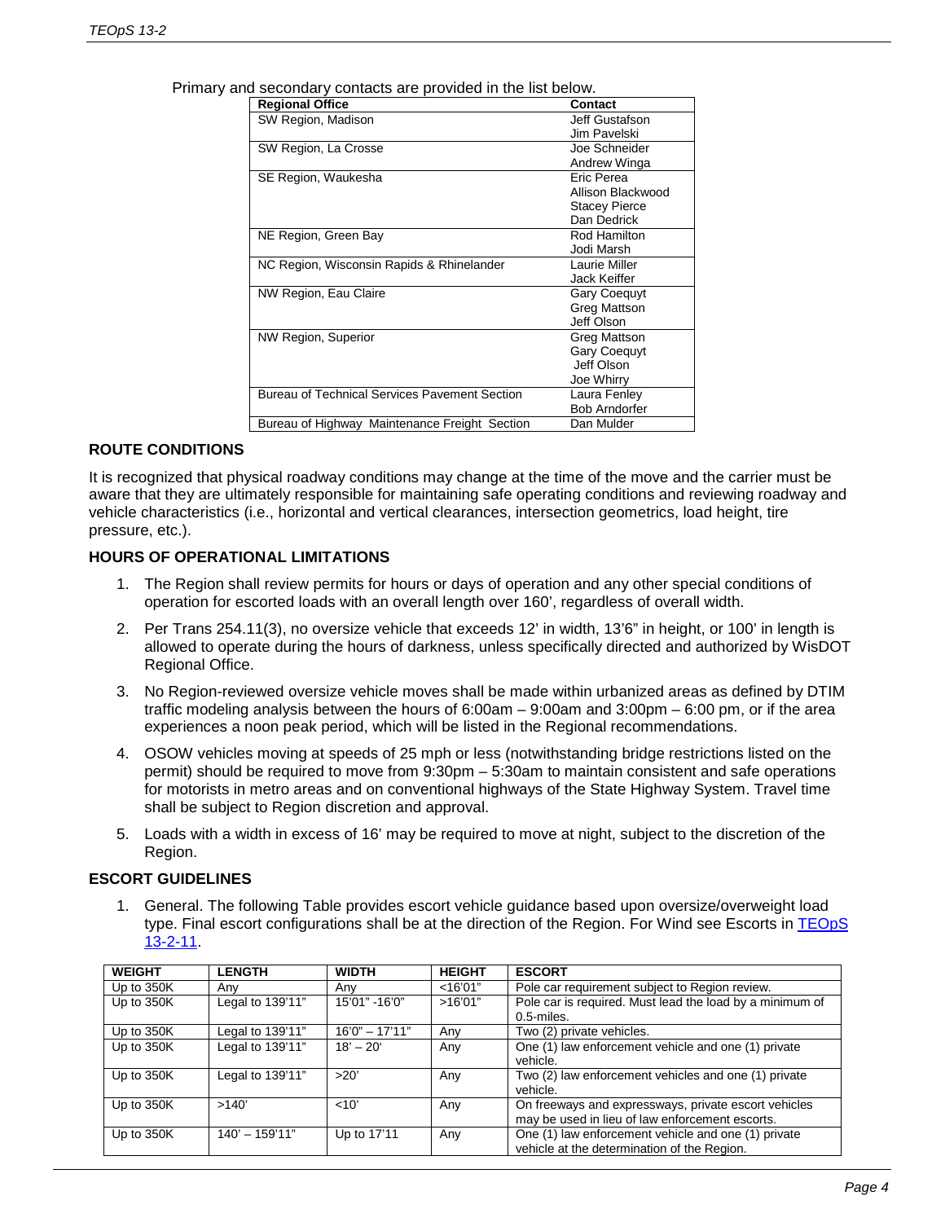Primary and secondary contacts are provided in the list below.

| Regional Office | Contact |
|---|---|
| SW Region, Madison | Jeff Gustafson<br>Jim Pavelski |
| SW Region, La Crosse | Joe Schneider<br>Andrew Winga |
| SE Region, Waukesha | Eric Perea<br>Allison Blackwood<br>Stacey Pierce<br>Dan Dedrick |
| NE Region, Green Bay | Rod Hamilton<br>Jodi Marsh |
| NC Region, Wisconsin Rapids & Rhinelander | Laurie Miller<br>Jack Keiffer |
| NW Region, Eau Claire | Gary Coequyt<br>Greg Mattson<br>Jeff Olson |
| NW Region, Superior | Greg Mattson<br>Gary Coequyt<br>Jeff Olson<br>Joe Whirry |
| Bureau of Technical Services Pavement Section | Laura Fenley<br>Bob Arndorfer |
| Bureau of Highway Maintenance Freight Section | Dan Mulder |

### ROUTE CONDITIONS

It is recognized that physical roadway conditions may change at the time of the move and the carrier must be aware that they are ultimately responsible for maintaining safe operating conditions and reviewing roadway and vehicle characteristics (i.e., horizontal and vertical clearances, intersection geometrics, load height, tire pressure, etc.).

### HOURS OF OPERATIONAL LIMITATIONS

1. The Region shall review permits for hours or days of operation and any other special conditions of operation for escorted loads with an overall length over 160', regardless of overall width.
2. Per Trans 254.11(3), no oversize vehicle that exceeds 12' in width, 13'6" in height, or 100' in length is allowed to operate during the hours of darkness, unless specifically directed and authorized by WisDOT Regional Office.
3. No Region-reviewed oversize vehicle moves shall be made within urbanized areas as defined by DTIM traffic modeling analysis between the hours of 6:00am – 9:00am and 3:00pm – 6:00 pm, or if the area experiences a noon peak period, which will be listed in the Regional recommendations.
4. OSOW vehicles moving at speeds of 25 mph or less (notwithstanding bridge restrictions listed on the permit) should be required to move from 9:30pm – 5:30am to maintain consistent and safe operations for motorists in metro areas and on conventional highways of the State Highway System. Travel time shall be subject to Region discretion and approval.
5. Loads with a width in excess of 16' may be required to move at night, subject to the discretion of the Region.

### ESCORT GUIDELINES

1. General. The following Table provides escort vehicle guidance based upon oversize/overweight load type. Final escort configurations shall be at the direction of the Region. For Wind see Escorts in TEOpS 13-2-11.

| WEIGHT | LENGTH | WIDTH | HEIGHT | ESCORT |
|---|---|---|---|---|
| Up to 350K | Any | Any | <16'01" | Pole car requirement subject to Region review. |
| Up to 350K | Legal to 139'11" | 15'01" -16'0" | >16'01" | Pole car is required. Must lead the load by a minimum of 0.5-miles. |
| Up to 350K | Legal to 139'11" | 16'0" – 17'11" | Any | Two (2) private vehicles. |
| Up to 350K | Legal to 139'11" | 18' – 20' | Any | One (1) law enforcement vehicle and one (1) private vehicle. |
| Up to 350K | Legal to 139'11" | >20' | Any | Two (2) law enforcement vehicles and one (1) private vehicle. |
| Up to 350K | >140' | <10' | Any | On freeways and expressways, private escort vehicles may be used in lieu of law enforcement escorts. |
| Up to 350K | 140' – 159'11" | Up to 17'11 | Any | One (1) law enforcement vehicle and one (1) private vehicle at the determination of the Region. |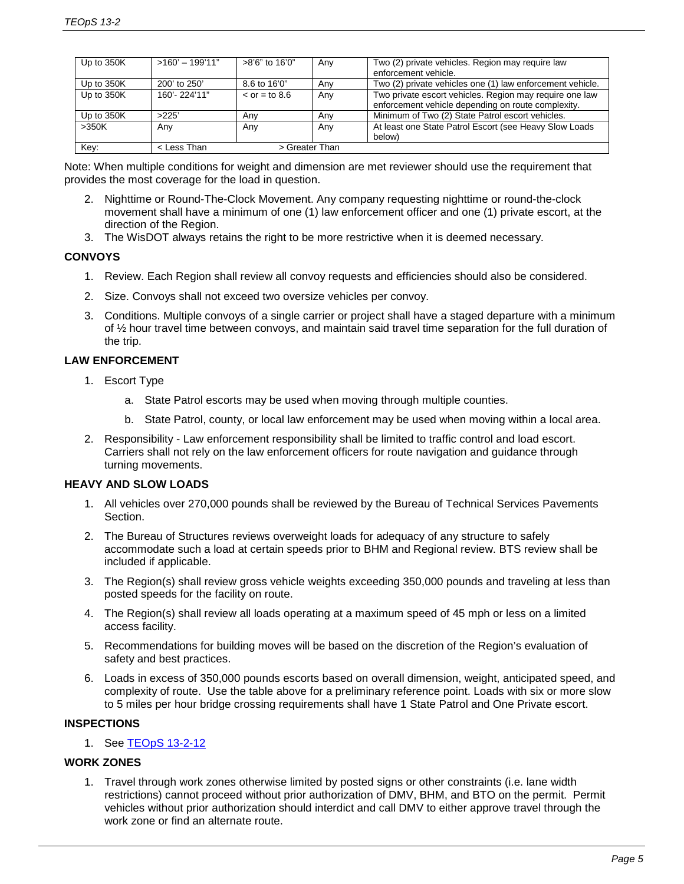| Up to 350K | >160' – 199'11" | >8'6" to 16'0" | Any | Two (2) private vehicles. Region may require law enforcement vehicle. |
|---|---|---|---|---|
| Up to 350K | 200' to 250' | 8.6 to 16'0" | Any | Two (2) private vehicles one (1) law enforcement vehicle. |
| Up to 350K | 160'- 224'11" | < or = to 8.6 | Any | Two private escort vehicles. Region may require one law enforcement vehicle depending on route complexity. |
| Up to 350K | >225' | Any | Any | Minimum of Two (2) State Patrol escort vehicles. |
| >350K | Any | Any | Any | At least one State Patrol Escort (see Heavy Slow Loads below) |
| Key: | < Less Than | > Greater Than | | |

Note: When multiple conditions for weight and dimension are met reviewer should use the requirement that provides the most coverage for the load in question.

2. Nighttime or Round-The-Clock Movement. Any company requesting nighttime or round-the-clock movement shall have a minimum of one (1) law enforcement officer and one (1) private escort, at the direction of the Region.
3. The WisDOT always retains the right to be more restrictive when it is deemed necessary.

**CONVOYS**

1. Review. Each Region shall review all convoy requests and efficiencies should also be considered.
2. Size. Convoys shall not exceed two oversize vehicles per convoy.
3. Conditions. Multiple convoys of a single carrier or project shall have a staged departure with a minimum of ½ hour travel time between convoys, and maintain said travel time separation for the full duration of the trip.

**LAW ENFORCEMENT**

1. Escort Type
   a. State Patrol escorts may be used when moving through multiple counties.
   b. State Patrol, county, or local law enforcement may be used when moving within a local area.
2. Responsibility - Law enforcement responsibility shall be limited to traffic control and load escort. Carriers shall not rely on the law enforcement officers for route navigation and guidance through turning movements.

**HEAVY AND SLOW LOADS**

1. All vehicles over 270,000 pounds shall be reviewed by the Bureau of Technical Services Pavements Section.
2. The Bureau of Structures reviews overweight loads for adequacy of any structure to safely accommodate such a load at certain speeds prior to BHM and Regional review. BTS review shall be included if applicable.
3. The Region(s) shall review gross vehicle weights exceeding 350,000 pounds and traveling at less than posted speeds for the facility on route.
4. The Region(s) shall review all loads operating at a maximum speed of 45 mph or less on a limited access facility.
5. Recommendations for building moves will be based on the discretion of the Region's evaluation of safety and best practices.
6. Loads in excess of 350,000 pounds escorts based on overall dimension, weight, anticipated speed, and complexity of route. Use the table above for a preliminary reference point. Loads with six or more slow to 5 miles per hour bridge crossing requirements shall have 1 State Patrol and One Private escort.

**INSPECTIONS**

1. See TEOpS 13-2-12

**WORK ZONES**

1. Travel through work zones otherwise limited by posted signs or other constraints (i.e. lane width restrictions) cannot proceed without prior authorization of DMV, BHM, and BTO on the permit. Permit vehicles without prior authorization should interdict and call DMV to either approve travel through the work zone or find an alternate route.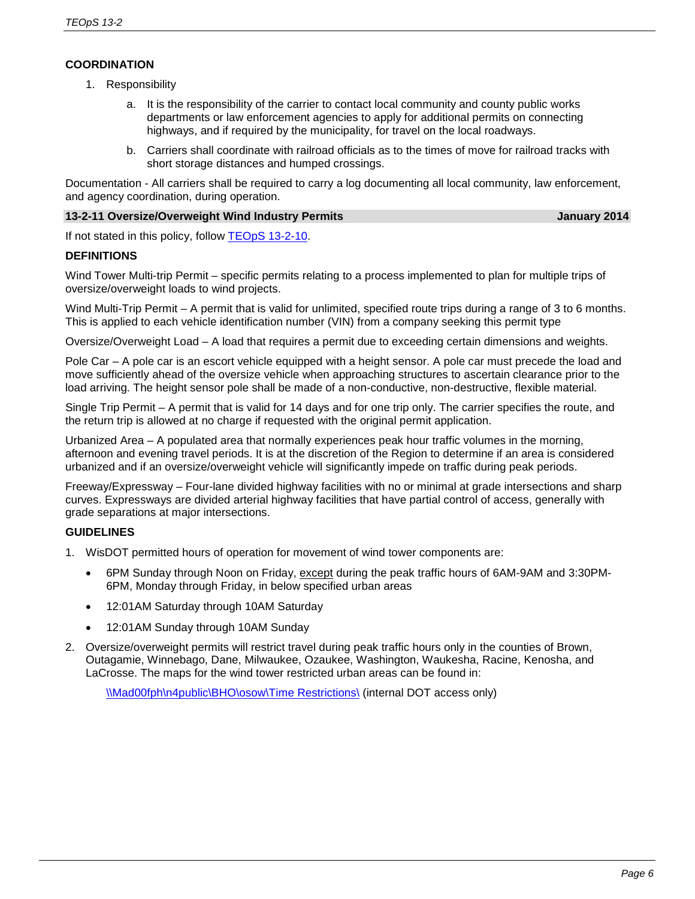**COORDINATION**

1. Responsibility

    a. It is the responsibility of the carrier to contact local community and county public works departments or law enforcement agencies to apply for additional permits on connecting highways, and if required by the municipality, for travel on the local roadways.

    b. Carriers shall coordinate with railroad officials as to the times of move for railroad tracks with short storage distances and humped crossings.

Documentation - All carriers shall be required to carry a log documenting all local community, law enforcement, and agency coordination, during operation.

## 13-2-11 Oversize/Overweight Wind Industry Permits — January 2014

If not stated in this policy, follow TEOpS 13-2-10.

**DEFINITIONS**

Wind Tower Multi-trip Permit – specific permits relating to a process implemented to plan for multiple trips of oversize/overweight loads to wind projects.

Wind Multi-Trip Permit – A permit that is valid for unlimited, specified route trips during a range of 3 to 6 months. This is applied to each vehicle identification number (VIN) from a company seeking this permit type

Oversize/Overweight Load – A load that requires a permit due to exceeding certain dimensions and weights.

Pole Car – A pole car is an escort vehicle equipped with a height sensor. A pole car must precede the load and move sufficiently ahead of the oversize vehicle when approaching structures to ascertain clearance prior to the load arriving. The height sensor pole shall be made of a non-conductive, non-destructive, flexible material.

Single Trip Permit – A permit that is valid for 14 days and for one trip only. The carrier specifies the route, and the return trip is allowed at no charge if requested with the original permit application.

Urbanized Area – A populated area that normally experiences peak hour traffic volumes in the morning, afternoon and evening travel periods. It is at the discretion of the Region to determine if an area is considered urbanized and if an oversize/overweight vehicle will significantly impede on traffic during peak periods.

Freeway/Expressway – Four-lane divided highway facilities with no or minimal at grade intersections and sharp curves. Expressways are divided arterial highway facilities that have partial control of access, generally with grade separations at major intersections.

**GUIDELINES**

1. WisDOT permitted hours of operation for movement of wind tower components are:
    - 6PM Sunday through Noon on Friday, except during the peak traffic hours of 6AM-9AM and 3:30PM-6PM, Monday through Friday, in below specified urban areas
    - 12:01AM Saturday through 10AM Saturday
    - 12:01AM Sunday through 10AM Sunday
2. Oversize/overweight permits will restrict travel during peak traffic hours only in the counties of Brown, Outagamie, Winnebago, Dane, Milwaukee, Ozaukee, Washington, Waukesha, Racine, Kenosha, and LaCrosse. The maps for the wind tower restricted urban areas can be found in:

    \\Mad00fph\n4public\BHO\osow\Time Restrictions\ (internal DOT access only)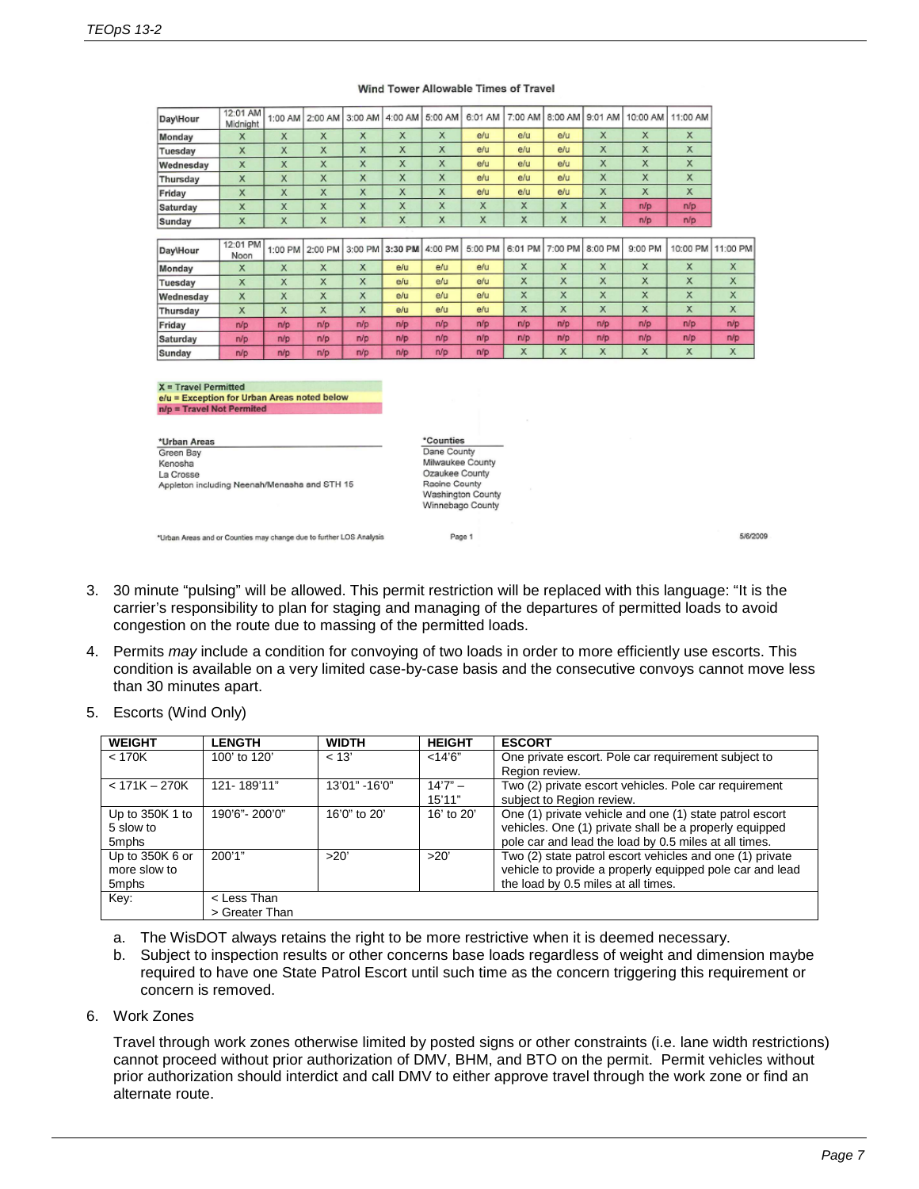**Wind Tower Allowable Times of Travel**

| Day\Hour | 12:01 AM Midnight | 1:00 AM | 2:00 AM | 3:00 AM | 4:00 AM | 5:00 AM | 6:01 AM | 7:00 AM | 8:00 AM | 9:01 AM | 10:00 AM | 11:00 AM |
|---|---|---|---|---|---|---|---|---|---|---|---|---|
| Monday | X | X | X | X | X | X | e/u | e/u | e/u | X | X | X |
| Tuesday | X | X | X | X | X | X | e/u | e/u | e/u | X | X | X |
| Wednesday | X | X | X | X | X | X | e/u | e/u | e/u | X | X | X |
| Thursday | X | X | X | X | X | X | e/u | e/u | e/u | X | X | X |
| Friday | X | X | X | X | X | X | e/u | e/u | e/u | X | X | X |
| Saturday | X | X | X | X | X | X | X | X | X | X | n/p | n/p |
| Sunday | X | X | X | X | X | X | X | X | X | X | n/p | n/p |

| Day\Hour | 12:01 PM Noon | 1:00 PM | 2:00 PM | 3:00 PM | 3:30 PM | 4:00 PM | 5:00 PM | 6:01 PM | 7:00 PM | 8:00 PM | 9:00 PM | 10:00 PM | 11:00 PM |
|---|---|---|---|---|---|---|---|---|---|---|---|---|---|
| Monday | X | X | X | X | e/u | e/u | e/u | X | X | X | X | X | X |
| Tuesday | X | X | X | X | e/u | e/u | e/u | X | X | X | X | X | X |
| Wednesday | X | X | X | X | e/u | e/u | e/u | X | X | X | X | X | X |
| Thursday | X | X | X | X | e/u | e/u | e/u | X | X | X | X | X | X |
| Friday | n/p | n/p | n/p | n/p | n/p | n/p | n/p | n/p | n/p | n/p | n/p | n/p | n/p |
| Saturday | n/p | n/p | n/p | n/p | n/p | n/p | n/p | n/p | n/p | n/p | n/p | n/p | n/p |
| Sunday | n/p | n/p | n/p | n/p | n/p | n/p | n/p | X | X | X | X | X | X |

**X = Travel Permitted**
**e/u = Exception for Urban Areas noted below**
**n/p = Travel Not Permited**

*Urban Areas
Green Bay
Kenosha
La Crosse
Appleton including Neenah/Menasha and STH 15

*Counties
Dane County
Milwaukee County
Ozaukee County
Racine County
Washington County
Winnebago County

*Urban Areas and or Counties may change due to further LOS Analysis

Page 1 5/6/2009

3. 30 minute "pulsing" will be allowed. This permit restriction will be replaced with this language: "It is the carrier's responsibility to plan for staging and managing of the departures of permitted loads to avoid congestion on the route due to massing of the permitted loads.

4. Permits *may* include a condition for convoying of two loads in order to more efficiently use escorts. This condition is available on a very limited case-by-case basis and the consecutive convoys cannot move less than 30 minutes apart.

5. Escorts (Wind Only)

| WEIGHT | LENGTH | WIDTH | HEIGHT | ESCORT |
|---|---|---|---|---|
| < 170K | 100' to 120' | < 13' | <14'6" | One private escort. Pole car requirement subject to Region review. |
| < 171K – 270K | 121- 189'11" | 13'01" -16'0" | 14'7" – 15'11" | Two (2) private escort vehicles. Pole car requirement subject to Region review. |
| Up to 350K 1 to 5 slow to 5mphs | 190'6"- 200'0" | 16'0" to 20' | 16' to 20' | One (1) private vehicle and one (1) state patrol escort vehicles. One (1) private shall be a properly equipped pole car and lead the load by 0.5 miles at all times. |
| Up to 350K 6 or more slow to 5mphs | 200'1" | >20' | >20' | Two (2) state patrol escort vehicles and one (1) private vehicle to provide a properly equipped pole car and lead the load by 0.5 miles at all times. |
| Key: | < Less Than > Greater Than | | | |

a. The WisDOT always retains the right to be more restrictive when it is deemed necessary.
b. Subject to inspection results or other concerns base loads regardless of weight and dimension maybe required to have one State Patrol Escort until such time as the concern triggering this requirement or concern is removed.

6. Work Zones

Travel through work zones otherwise limited by posted signs or other constraints (i.e. lane width restrictions) cannot proceed without prior authorization of DMV, BHM, and BTO on the permit. Permit vehicles without prior authorization should interdict and call DMV to either approve travel through the work zone or find an alternate route.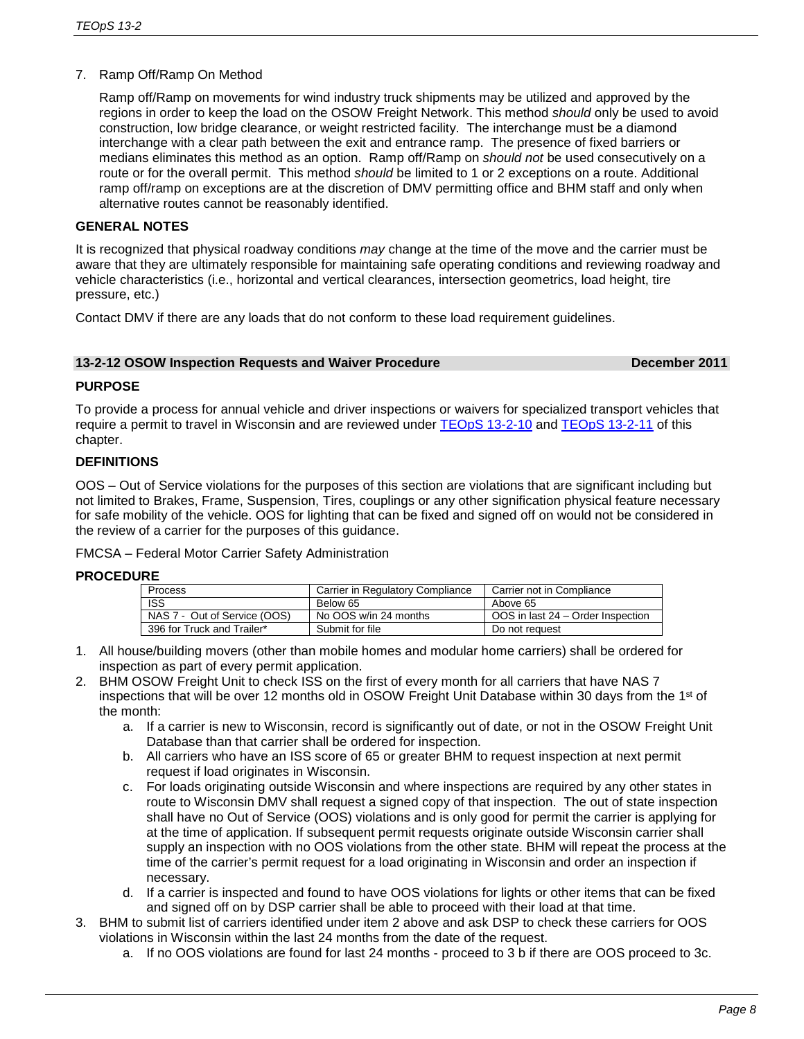7. Ramp Off/Ramp On Method

   Ramp off/Ramp on movements for wind industry truck shipments may be utilized and approved by the regions in order to keep the load on the OSOW Freight Network. This method *should* only be used to avoid construction, low bridge clearance, or weight restricted facility. The interchange must be a diamond interchange with a clear path between the exit and entrance ramp. The presence of fixed barriers or medians eliminates this method as an option. Ramp off/Ramp on *should not* be used consecutively on a route or for the overall permit. This method *should* be limited to 1 or 2 exceptions on a route. Additional ramp off/ramp on exceptions are at the discretion of DMV permitting office and BHM staff and only when alternative routes cannot be reasonably identified.

**GENERAL NOTES**

It is recognized that physical roadway conditions *may* change at the time of the move and the carrier must be aware that they are ultimately responsible for maintaining safe operating conditions and reviewing roadway and vehicle characteristics (i.e., horizontal and vertical clearances, intersection geometrics, load height, tire pressure, etc.)

Contact DMV if there are any loads that do not conform to these load requirement guidelines.

## 13-2-12 OSOW Inspection Requests and Waiver Procedure — December 2011

**PURPOSE**

To provide a process for annual vehicle and driver inspections or waivers for specialized transport vehicles that require a permit to travel in Wisconsin and are reviewed under TEOpS 13-2-10 and TEOpS 13-2-11 of this chapter.

**DEFINITIONS**

OOS – Out of Service violations for the purposes of this section are violations that are significant including but not limited to Brakes, Frame, Suspension, Tires, couplings or any other signification physical feature necessary for safe mobility of the vehicle. OOS for lighting that can be fixed and signed off on would not be considered in the review of a carrier for the purposes of this guidance.

FMCSA – Federal Motor Carrier Safety Administration

**PROCEDURE**

| Process | Carrier in Regulatory Compliance | Carrier not in Compliance |
|---|---|---|
| ISS | Below 65 | Above 65 |
| NAS 7 - Out of Service (OOS) | No OOS w/in 24 months | OOS in last 24 – Order Inspection |
| 396 for Truck and Trailer* | Submit for file | Do not request |

1. All house/building movers (other than mobile homes and modular home carriers) shall be ordered for inspection as part of every permit application.
2. BHM OSOW Freight Unit to check ISS on the first of every month for all carriers that have NAS 7 inspections that will be over 12 months old in OSOW Freight Unit Database within 30 days from the 1st of the month:
   a. If a carrier is new to Wisconsin, record is significantly out of date, or not in the OSOW Freight Unit Database than that carrier shall be ordered for inspection.
   b. All carriers who have an ISS score of 65 or greater BHM to request inspection at next permit request if load originates in Wisconsin.
   c. For loads originating outside Wisconsin and where inspections are required by any other states in route to Wisconsin DMV shall request a signed copy of that inspection. The out of state inspection shall have no Out of Service (OOS) violations and is only good for permit the carrier is applying for at the time of application. If subsequent permit requests originate outside Wisconsin carrier shall supply an inspection with no OOS violations from the other state. BHM will repeat the process at the time of the carrier's permit request for a load originating in Wisconsin and order an inspection if necessary.
   d. If a carrier is inspected and found to have OOS violations for lights or other items that can be fixed and signed off on by DSP carrier shall be able to proceed with their load at that time.
3. BHM to submit list of carriers identified under item 2 above and ask DSP to check these carriers for OOS violations in Wisconsin within the last 24 months from the date of the request.
   a. If no OOS violations are found for last 24 months - proceed to 3 b if there are OOS proceed to 3c.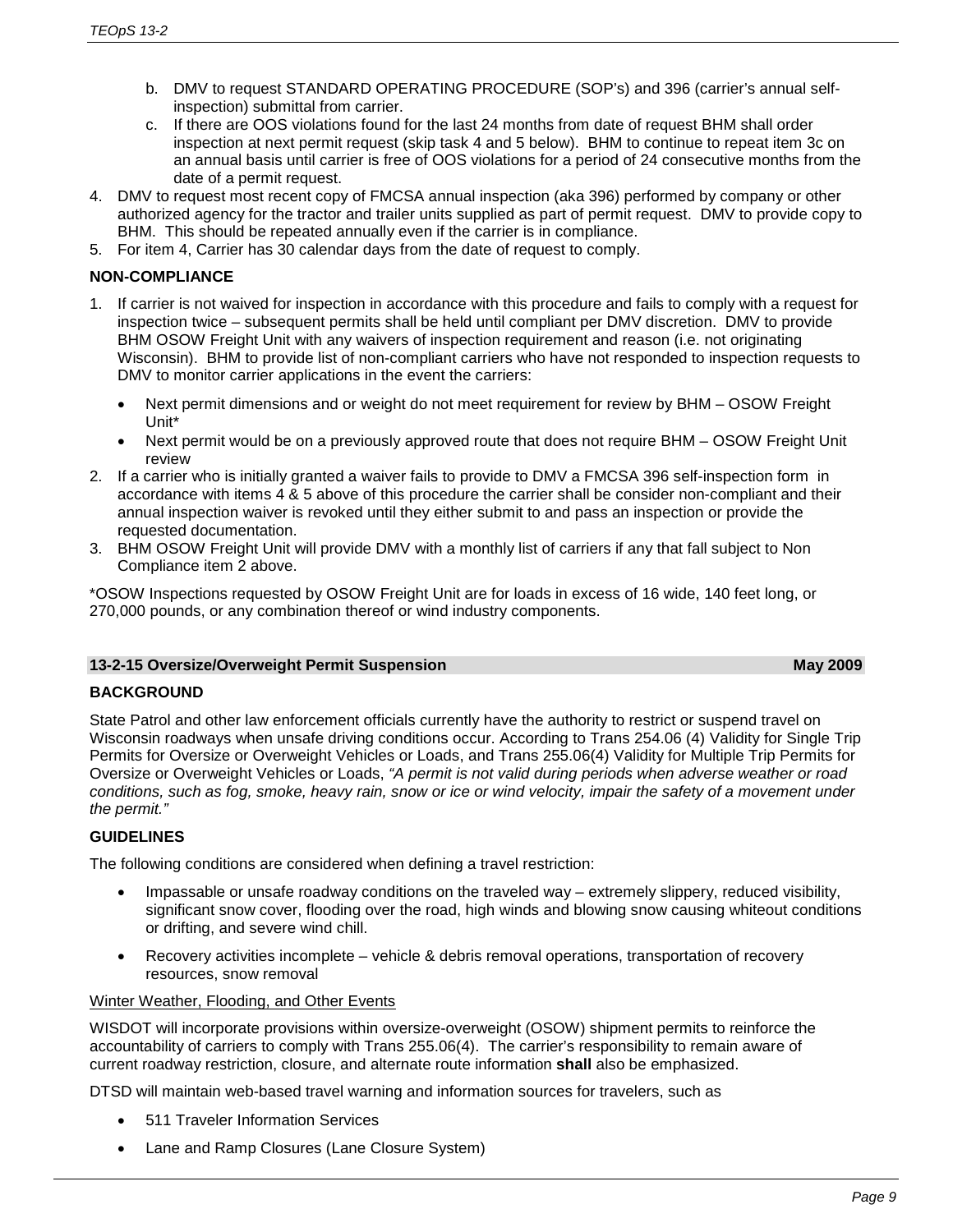b. DMV to request STANDARD OPERATING PROCEDURE (SOP's) and 396 (carrier's annual self-inspection) submittal from carrier.
   c. If there are OOS violations found for the last 24 months from date of request BHM shall order inspection at next permit request (skip task 4 and 5 below). BHM to continue to repeat item 3c on an annual basis until carrier is free of OOS violations for a period of 24 consecutive months from the date of a permit request.
4. DMV to request most recent copy of FMCSA annual inspection (aka 396) performed by company or other authorized agency for the tractor and trailer units supplied as part of permit request. DMV to provide copy to BHM. This should be repeated annually even if the carrier is in compliance.
5. For item 4, Carrier has 30 calendar days from the date of request to comply.

**NON-COMPLIANCE**

1. If carrier is not waived for inspection in accordance with this procedure and fails to comply with a request for inspection twice – subsequent permits shall be held until compliant per DMV discretion. DMV to provide BHM OSOW Freight Unit with any waivers of inspection requirement and reason (i.e. not originating Wisconsin). BHM to provide list of non-compliant carriers who have not responded to inspection requests to DMV to monitor carrier applications in the event the carriers:
   - Next permit dimensions and or weight do not meet requirement for review by BHM – OSOW Freight Unit*
   - Next permit would be on a previously approved route that does not require BHM – OSOW Freight Unit review
2. If a carrier who is initially granted a waiver fails to provide to DMV a FMCSA 396 self-inspection form in accordance with items 4 & 5 above of this procedure the carrier shall be consider non-compliant and their annual inspection waiver is revoked until they either submit to and pass an inspection or provide the requested documentation.
3. BHM OSOW Freight Unit will provide DMV with a monthly list of carriers if any that fall subject to Non Compliance item 2 above.

*OSOW Inspections requested by OSOW Freight Unit are for loads in excess of 16 wide, 140 feet long, or 270,000 pounds, or any combination thereof or wind industry components.

## 13-2-15 Oversize/Overweight Permit Suspension — May 2009

**BACKGROUND**

State Patrol and other law enforcement officials currently have the authority to restrict or suspend travel on Wisconsin roadways when unsafe driving conditions occur. According to Trans 254.06 (4) Validity for Single Trip Permits for Oversize or Overweight Vehicles or Loads, and Trans 255.06(4) Validity for Multiple Trip Permits for Oversize or Overweight Vehicles or Loads, *"A permit is not valid during periods when adverse weather or road conditions, such as fog, smoke, heavy rain, snow or ice or wind velocity, impair the safety of a movement under the permit."*

**GUIDELINES**

The following conditions are considered when defining a travel restriction:

- Impassable or unsafe roadway conditions on the traveled way – extremely slippery, reduced visibility, significant snow cover, flooding over the road, high winds and blowing snow causing whiteout conditions or drifting, and severe wind chill.
- Recovery activities incomplete – vehicle & debris removal operations, transportation of recovery resources, snow removal

<u>Winter Weather, Flooding, and Other Events</u>

WISDOT will incorporate provisions within oversize-overweight (OSOW) shipment permits to reinforce the accountability of carriers to comply with Trans 255.06(4). The carrier's responsibility to remain aware of current roadway restriction, closure, and alternate route information **shall** also be emphasized.

DTSD will maintain web-based travel warning and information sources for travelers, such as

- 511 Traveler Information Services
- Lane and Ramp Closures (Lane Closure System)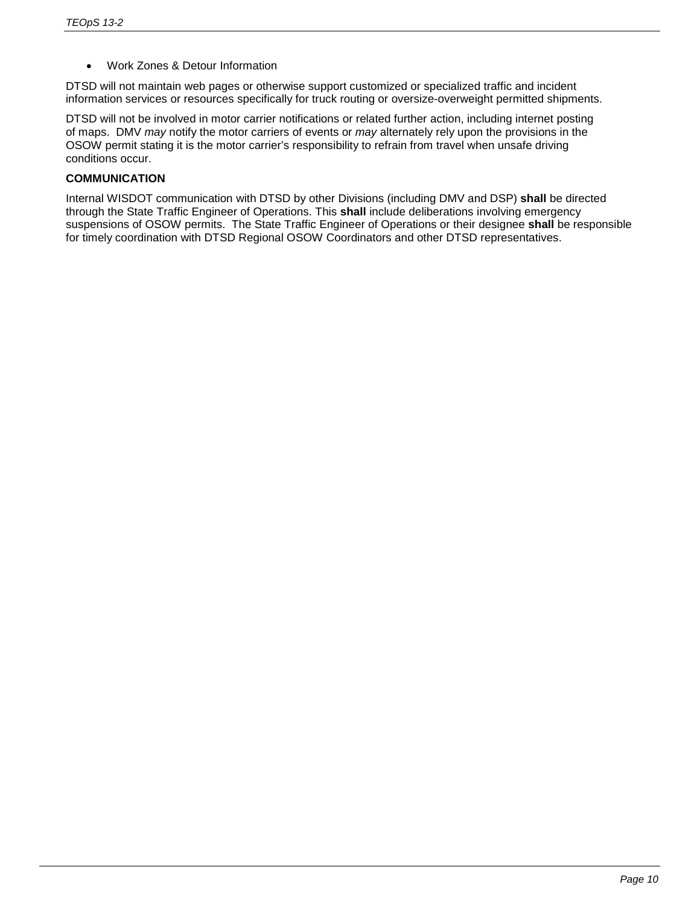- Work Zones & Detour Information

DTSD will not maintain web pages or otherwise support customized or specialized traffic and incident information services or resources specifically for truck routing or oversize-overweight permitted shipments.

DTSD will not be involved in motor carrier notifications or related further action, including internet posting of maps. DMV *may* notify the motor carriers of events or *may* alternately rely upon the provisions in the OSOW permit stating it is the motor carrier's responsibility to refrain from travel when unsafe driving conditions occur.

**COMMUNICATION**

Internal WISDOT communication with DTSD by other Divisions (including DMV and DSP) **shall** be directed through the State Traffic Engineer of Operations. This **shall** include deliberations involving emergency suspensions of OSOW permits. The State Traffic Engineer of Operations or their designee **shall** be responsible for timely coordination with DTSD Regional OSOW Coordinators and other DTSD representatives.